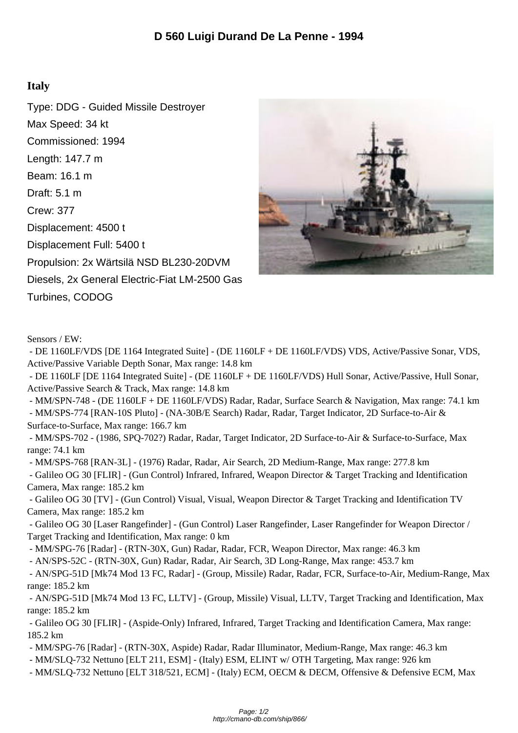# D 560 Luigi Durand De La Penne - 1994

### Italy

Type: DDG - Guided Missile Destroyer

Max Speed: 34 kt

Commissioned: 1994

Length: 147.7 m

Beam: 16.1 m

Draft: 5.1 m

Crew: 377

Displacement: 4500 t

Displacement Full: 5400 t

Propulsion: 2x Wärtsilä NSD BL230-20DVM Diesels, 2x General Electric-Fiat LM-2500 Gas Turbines, CODOG

Sensors / EW:

- DE 1160LF/VDS [DE 1164 Integrated Suite] - (DE 1160LF + DE 1160LF/VDS) VDS, Active/Passive Sonar, VDS, Active/Passive Variable Depth Sonar, Max range: 14.8 km
- DE 1160LF [DE 1164 Integrated Suite] - (DE 1160LF + DE 1160LF/VDS) Hull Sonar, Active/Passive, Hull Sonar, Active/Passive Search & Track, Max range: 14.8 km
- MM/SPN-748 - (DE 1160LF + DE 1160LF/VDS) Radar, Radar, Surface Search & Navigation, Max range: 74.1 km
- MM/SPS-774 [RAN-10S Pluto] - (NA-30B/E Search) Radar, Radar, Target Indicator, 2D Surface-to-Air & Surface-to-Surface, Max range: 166.7 km
- MM/SPS-702 - (1986, SPQ-702?) Radar, Radar, Target Indicator, 2D Surface-to-Air & Surface-to-Surface, Max range: 74.1 km
- MM/SPS-768 [RAN-3L] - (1976) Radar, Radar, Air Search, 2D Medium-Range, Max range: 277.8 km
- Galileo OG 30 [FLIR] - (Gun Control) Infrared, Infrared, Weapon Director & Target Tracking and Identification Camera, Max range: 185.2 km
- Galileo OG 30 [TV] - (Gun Control) Visual, Visual, Weapon Director & Target Tracking and Identification TV Camera, Max range: 185.2 km
- Galileo OG 30 [Laser Rangefinder] - (Gun Control) Laser Rangefinder, Laser Rangefinder for Weapon Director / Target Tracking and Identification, Max range: 0 km
- MM/SPG-76 [Radar] - (RTN-30X, Gun) Radar, Radar, FCR, Weapon Director, Max range: 46.3 km
- AN/SPS-52C - (RTN-30X, Gun) Radar, Radar, Air Search, 3D Long-Range, Max range: 453.7 km
- AN/SPG-51D [Mk74 Mod 13 FC, Radar] - (Group, Missile) Radar, Radar, FCR, Surface-to-Air, Medium-Range, Max range: 185.2 km
- AN/SPG-51D [Mk74 Mod 13 FC, LLTV] - (Group, Missile) Visual, LLTV, Target Tracking and Identification, Max range: 185.2 km
- Galileo OG 30 [FLIR] - (Aspide-Only) Infrared, Infrared, Target Tracking and Identification Camera, Max range: 185.2 km
- MM/SPG-76 [Radar] - (RTN-30X, Aspide) Radar, Radar Illuminator, Medium-Range, Max range: 46.3 km
- MM/SLQ-732 Nettuno [ELT 211, ESM] - (Italy) ESM, ELINT w/ OTH Targeting, Max range: 926 km
- MM/SLQ-732 Nettuno [ELT 318/521, ECM] - (Italy) ECM, OECM & DECM, Offensive & Defensive ECM, Max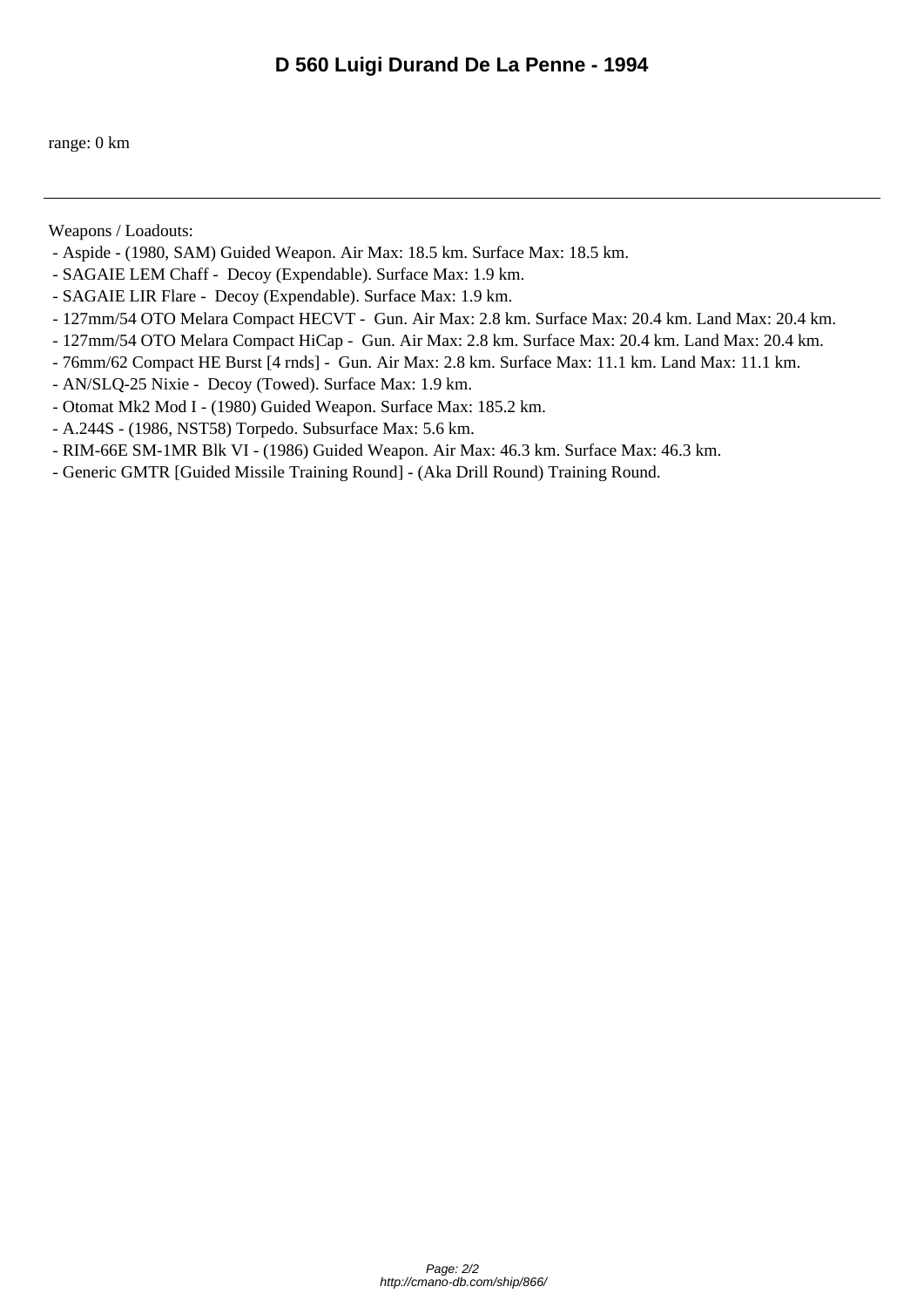range: 0 km

---

Weapons / Loadouts:

- Aspide - (1980, SAM) Guided Weapon. Air Max: 18.5 km. Surface Max: 18.5 km.
- SAGAIE LEM Chaff - Decoy (Expendable). Surface Max: 1.9 km.
- SAGAIE LIR Flare - Decoy (Expendable). Surface Max: 1.9 km.
- 127mm/54 OTO Melara Compact HECVT - Gun. Air Max: 2.8 km. Surface Max: 20.4 km. Land Max: 20.4 km.
- 127mm/54 OTO Melara Compact HiCap - Gun. Air Max: 2.8 km. Surface Max: 20.4 km. Land Max: 20.4 km.
- 76mm/62 Compact HE Burst [4 rnds] - Gun. Air Max: 2.8 km. Surface Max: 11.1 km. Land Max: 11.1 km.
- AN/SLQ-25 Nixie - Decoy (Towed). Surface Max: 1.9 km.
- Otomat Mk2 Mod I - (1980) Guided Weapon. Surface Max: 185.2 km.
- A.244S - (1986, NST58) Torpedo. Subsurface Max: 5.6 km.
- RIM-66E SM-1MR Blk VI - (1986) Guided Weapon. Air Max: 46.3 km. Surface Max: 46.3 km.
- Generic GMTR [Guided Missile Training Round] - (Aka Drill Round) Training Round.